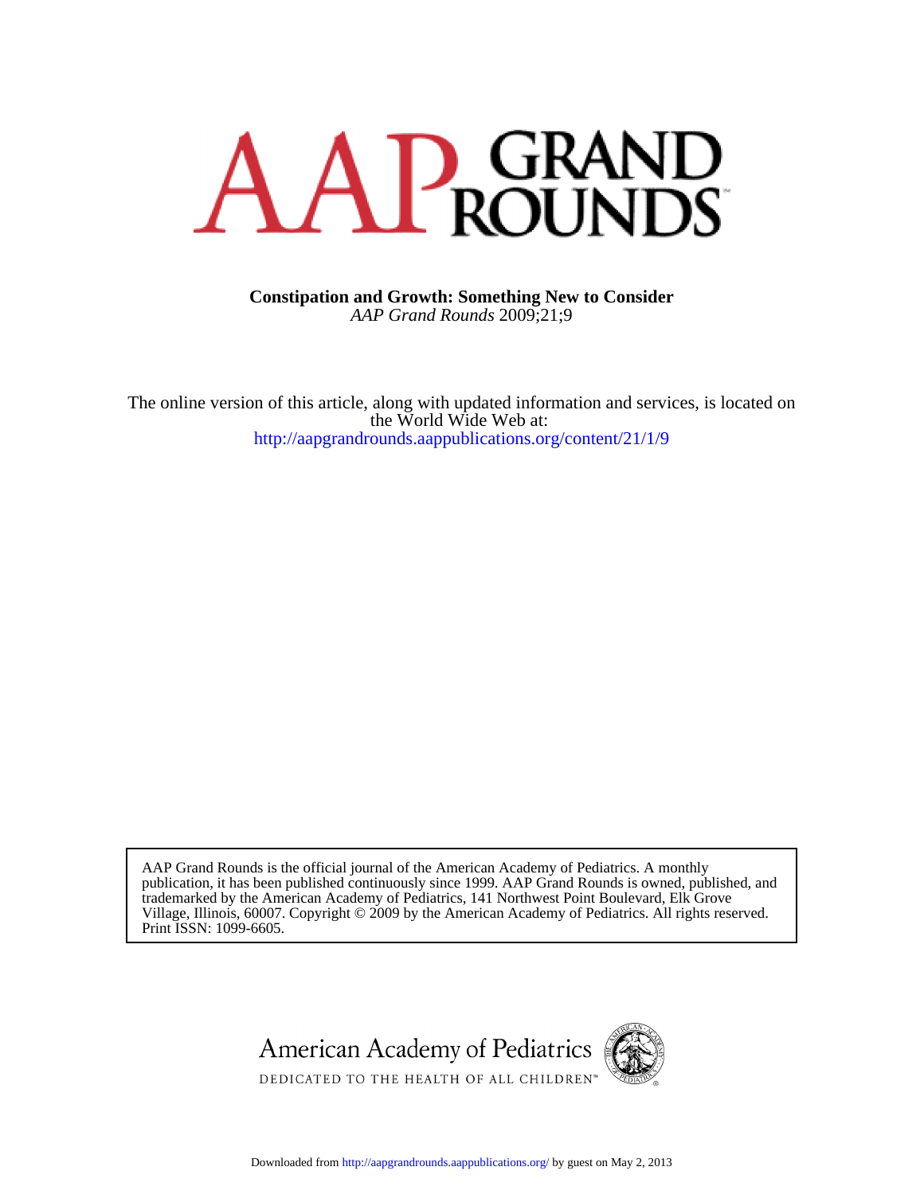# AAP GRAND ROUNDS

**Constipation and Growth: Something New to Consider**
*AAP Grand Rounds* 2009;21;9

The online version of this article, along with updated information and services, is located on the World Wide Web at:
http://aapgrandrounds.aappublications.org/content/21/1/9

AAP Grand Rounds is the official journal of the American Academy of Pediatrics. A monthly publication, it has been published continuously since 1999. AAP Grand Rounds is owned, published, and trademarked by the American Academy of Pediatrics, 141 Northwest Point Boulevard, Elk Grove Village, Illinois, 60007. Copyright © 2009 by the American Academy of Pediatrics. All rights reserved. Print ISSN: 1099-6605.

American Academy of Pediatrics
DEDICATED TO THE HEALTH OF ALL CHILDREN™

Downloaded from http://aapgrandrounds.aappublications.org/ by guest on May 2, 2013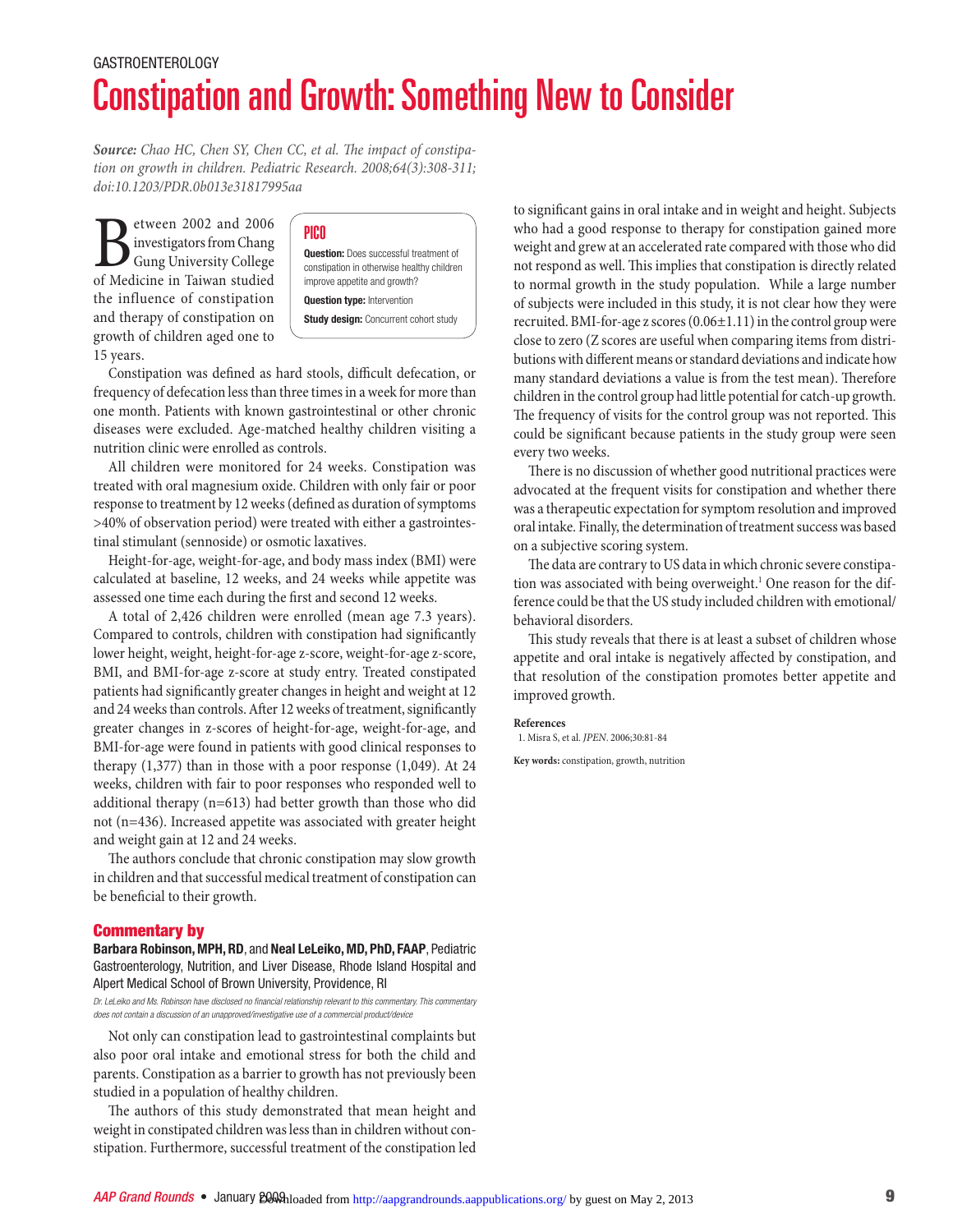GASTROENTEROLOGY

# Constipation and Growth: Something New to Consider

***Source:*** *Chao HC, Chen SY, Chen CC, et al. The impact of constipation on growth in children. Pediatric Research. 2008;64(3):308-311; doi:10.1203/PDR.0b013e31817995aa*

> **PICO**
>
> **Question:** Does successful treatment of constipation in otherwise healthy children improve appetite and growth?
>
> **Question type:** Intervention
>
> **Study design:** Concurrent cohort study

Between 2002 and 2006 investigators from Chang Gung University College of Medicine in Taiwan studied the influence of constipation and therapy of constipation on growth of children aged one to 15 years.

Constipation was defined as hard stools, difficult defecation, or frequency of defecation less than three times in a week for more than one month. Patients with known gastrointestinal or other chronic diseases were excluded. Age-matched healthy children visiting a nutrition clinic were enrolled as controls.

All children were monitored for 24 weeks. Constipation was treated with oral magnesium oxide. Children with only fair or poor response to treatment by 12 weeks (defined as duration of symptoms >40% of observation period) were treated with either a gastrointestinal stimulant (sennoside) or osmotic laxatives.

Height-for-age, weight-for-age, and body mass index (BMI) were calculated at baseline, 12 weeks, and 24 weeks while appetite was assessed one time each during the first and second 12 weeks.

A total of 2,426 children were enrolled (mean age 7.3 years). Compared to controls, children with constipation had significantly lower height, weight, height-for-age z-score, weight-for-age z-score, BMI, and BMI-for-age z-score at study entry. Treated constipated patients had significantly greater changes in height and weight at 12 and 24 weeks than controls. After 12 weeks of treatment, significantly greater changes in z-scores of height-for-age, weight-for-age, and BMI-for-age were found in patients with good clinical responses to therapy (1,377) than in those with a poor response (1,049). At 24 weeks, children with fair to poor responses who responded well to additional therapy (n=613) had better growth than those who did not (n=436). Increased appetite was associated with greater height and weight gain at 12 and 24 weeks.

The authors conclude that chronic constipation may slow growth in children and that successful medical treatment of constipation can be beneficial to their growth.

## Commentary by

**Barbara Robinson, MPH, RD**, and **Neal LeLeiko, MD, PhD, FAAP**, Pediatric Gastroenterology, Nutrition, and Liver Disease, Rhode Island Hospital and Alpert Medical School of Brown University, Providence, RI

*Dr. LeLeiko and Ms. Robinson have disclosed no financial relationship relevant to this commentary. This commentary does not contain a discussion of an unapproved/investigative use of a commercial product/device*

Not only can constipation lead to gastrointestinal complaints but also poor oral intake and emotional stress for both the child and parents. Constipation as a barrier to growth has not previously been studied in a population of healthy children.

The authors of this study demonstrated that mean height and weight in constipated children was less than in children without constipation. Furthermore, successful treatment of the constipation led to significant gains in oral intake and in weight and height. Subjects who had a good response to therapy for constipation gained more weight and grew at an accelerated rate compared with those who did not respond as well. This implies that constipation is directly related to normal growth in the study population. While a large number of subjects were included in this study, it is not clear how they were recruited. BMI-for-age z scores (0.06±1.11) in the control group were close to zero (Z scores are useful when comparing items from distributions with different means or standard deviations and indicate how many standard deviations a value is from the test mean). Therefore children in the control group had little potential for catch-up growth. The frequency of visits for the control group was not reported. This could be significant because patients in the study group were seen every two weeks.

There is no discussion of whether good nutritional practices were advocated at the frequent visits for constipation and whether there was a therapeutic expectation for symptom resolution and improved oral intake. Finally, the determination of treatment success was based on a subjective scoring system.

The data are contrary to US data in which chronic severe constipation was associated with being overweight.[1] One reason for the difference could be that the US study included children with emotional/behavioral disorders.

This study reveals that there is at least a subset of children whose appetite and oral intake is negatively affected by constipation, and that resolution of the constipation promotes better appetite and improved growth.

**References**

1. Misra S, et al. *JPEN*. 2006;30:81-84

**Key words:** constipation, growth, nutrition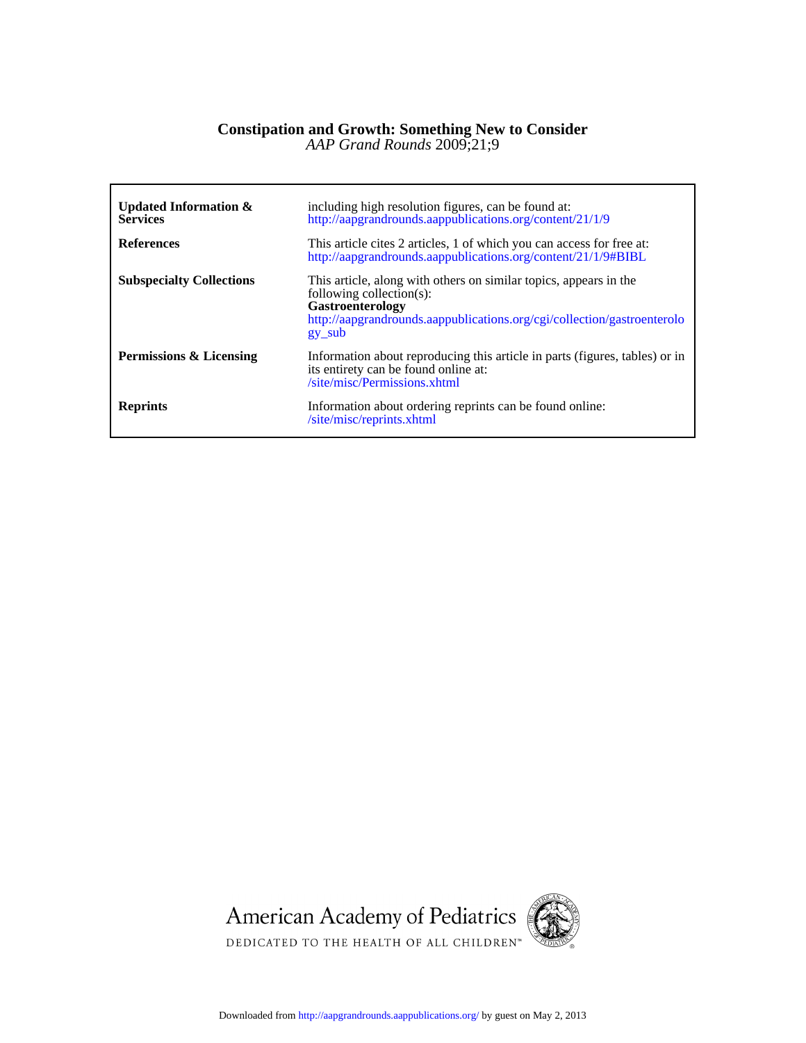# Constipation and Growth: Something New to Consider

*AAP Grand Rounds* 2009;21;9

| | |
|---|---|
| **Updated Information & Services** | including high resolution figures, can be found at: http://aapgrandrounds.aappublications.org/content/21/1/9 |
| **References** | This article cites 2 articles, 1 of which you can access for free at: http://aapgrandrounds.aappublications.org/content/21/1/9#BIBL |
| **Subspecialty Collections** | This article, along with others on similar topics, appears in the following collection(s): **Gastroenterology** http://aapgrandrounds.aappublications.org/cgi/collection/gastroenterology_sub |
| **Permissions & Licensing** | Information about reproducing this article in parts (figures, tables) or in its entirety can be found online at: /site/misc/Permissions.xhtml |
| **Reprints** | Information about ordering reprints can be found online: /site/misc/reprints.xhtml |

American Academy of Pediatrics

DEDICATED TO THE HEALTH OF ALL CHILDREN™

Downloaded from http://aapgrandrounds.aappublications.org/ by guest on May 2, 2013